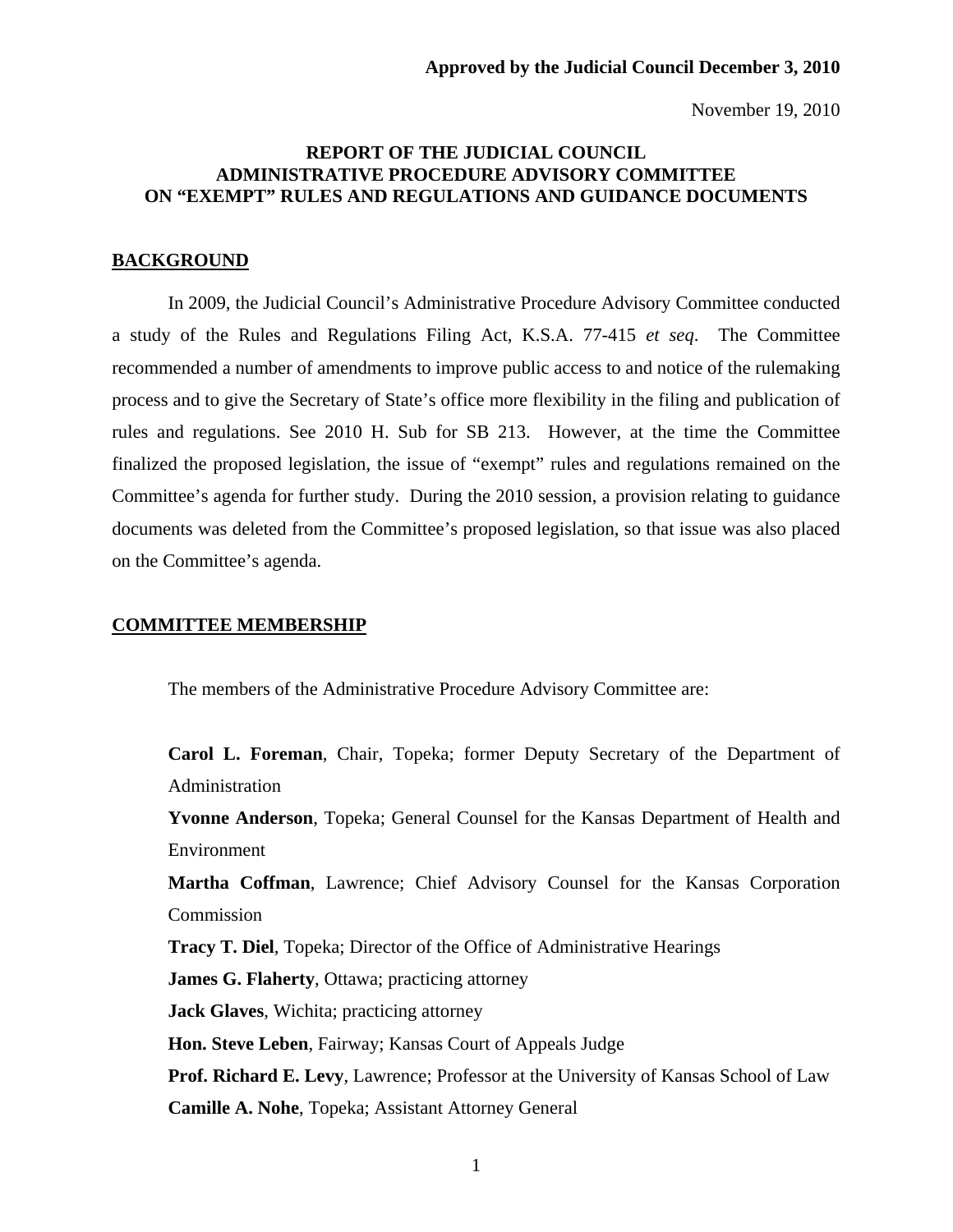**Approved by the Judicial Council December 3, 2010**

November 19, 2010

# REPORT OF THE JUDICIAL COUNCIL ADMINISTRATIVE PROCEDURE ADVISORY COMMITTEE ON "EXEMPT" RULES AND REGULATIONS AND GUIDANCE DOCUMENTS

## BACKGROUND

In 2009, the Judicial Council's Administrative Procedure Advisory Committee conducted a study of the Rules and Regulations Filing Act, K.S.A. 77-415 *et seq.* The Committee recommended a number of amendments to improve public access to and notice of the rulemaking process and to give the Secretary of State's office more flexibility in the filing and publication of rules and regulations. See 2010 H. Sub for SB 213. However, at the time the Committee finalized the proposed legislation, the issue of "exempt" rules and regulations remained on the Committee's agenda for further study. During the 2010 session, a provision relating to guidance documents was deleted from the Committee's proposed legislation, so that issue was also placed on the Committee's agenda.

## COMMITTEE MEMBERSHIP

The members of the Administrative Procedure Advisory Committee are:

**Carol L. Foreman**, Chair, Topeka; former Deputy Secretary of the Department of Administration

**Yvonne Anderson**, Topeka; General Counsel for the Kansas Department of Health and Environment

**Martha Coffman**, Lawrence; Chief Advisory Counsel for the Kansas Corporation Commission

**Tracy T. Diel**, Topeka; Director of the Office of Administrative Hearings

**James G. Flaherty**, Ottawa; practicing attorney

**Jack Glaves**, Wichita; practicing attorney

**Hon. Steve Leben**, Fairway; Kansas Court of Appeals Judge

**Prof. Richard E. Levy**, Lawrence; Professor at the University of Kansas School of Law

**Camille A. Nohe**, Topeka; Assistant Attorney General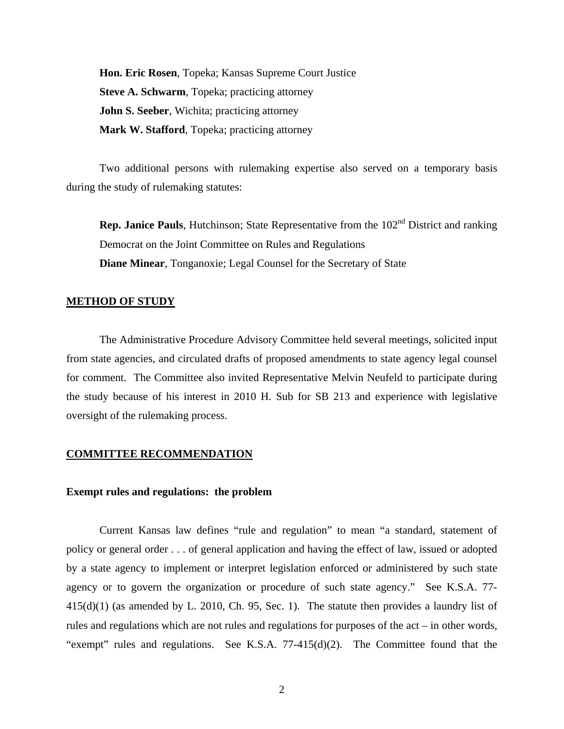**Hon. Eric Rosen**, Topeka; Kansas Supreme Court Justice
**Steve A. Schwarm**, Topeka; practicing attorney
**John S. Seeber**, Wichita; practicing attorney
**Mark W. Stafford**, Topeka; practicing attorney

Two additional persons with rulemaking expertise also served on a temporary basis during the study of rulemaking statutes:

**Rep. Janice Pauls**, Hutchinson; State Representative from the 102nd District and ranking Democrat on the Joint Committee on Rules and Regulations
**Diane Minear**, Tonganoxie; Legal Counsel for the Secretary of State

## METHOD OF STUDY

The Administrative Procedure Advisory Committee held several meetings, solicited input from state agencies, and circulated drafts of proposed amendments to state agency legal counsel for comment. The Committee also invited Representative Melvin Neufeld to participate during the study because of his interest in 2010 H. Sub for SB 213 and experience with legislative oversight of the rulemaking process.

## COMMITTEE RECOMMENDATION

### Exempt rules and regulations: the problem

Current Kansas law defines "rule and regulation" to mean "a standard, statement of policy or general order . . . of general application and having the effect of law, issued or adopted by a state agency to implement or interpret legislation enforced or administered by such state agency or to govern the organization or procedure of such state agency." See K.S.A. 77-415(d)(1) (as amended by L. 2010, Ch. 95, Sec. 1). The statute then provides a laundry list of rules and regulations which are not rules and regulations for purposes of the act – in other words, "exempt" rules and regulations. See K.S.A. 77-415(d)(2). The Committee found that the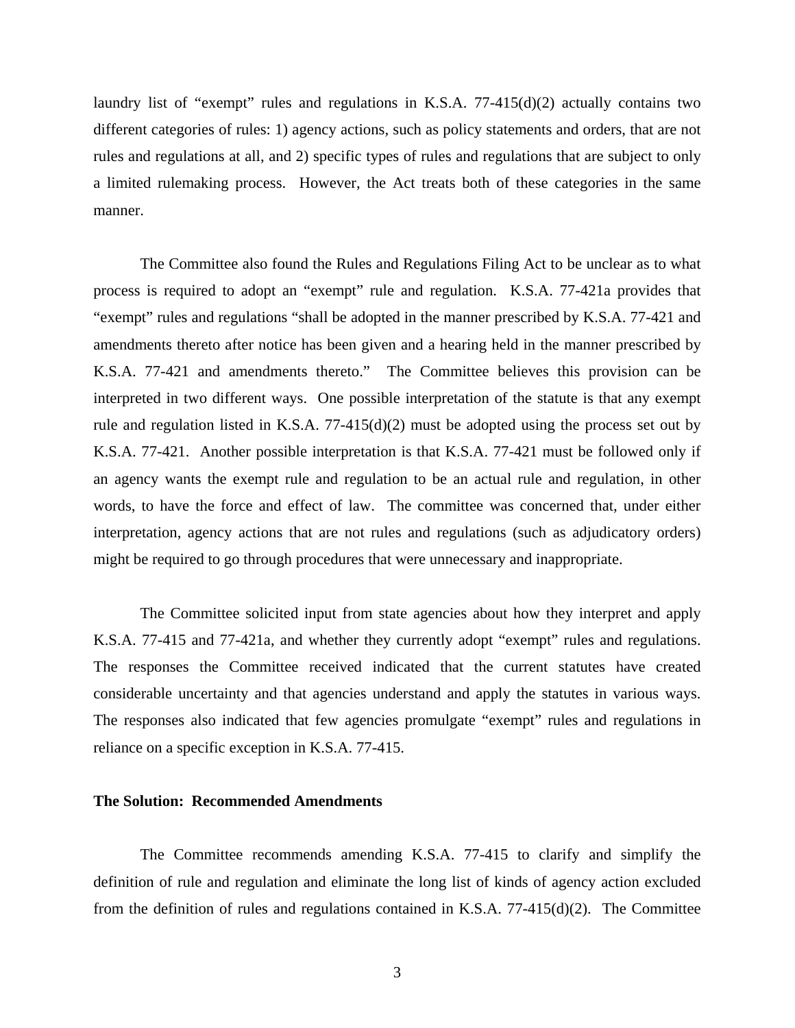laundry list of "exempt" rules and regulations in K.S.A. 77-415(d)(2) actually contains two different categories of rules: 1) agency actions, such as policy statements and orders, that are not rules and regulations at all, and 2) specific types of rules and regulations that are subject to only a limited rulemaking process. However, the Act treats both of these categories in the same manner.

The Committee also found the Rules and Regulations Filing Act to be unclear as to what process is required to adopt an "exempt" rule and regulation. K.S.A. 77-421a provides that "exempt" rules and regulations "shall be adopted in the manner prescribed by K.S.A. 77-421 and amendments thereto after notice has been given and a hearing held in the manner prescribed by K.S.A. 77-421 and amendments thereto." The Committee believes this provision can be interpreted in two different ways. One possible interpretation of the statute is that any exempt rule and regulation listed in K.S.A. 77-415(d)(2) must be adopted using the process set out by K.S.A. 77-421. Another possible interpretation is that K.S.A. 77-421 must be followed only if an agency wants the exempt rule and regulation to be an actual rule and regulation, in other words, to have the force and effect of law. The committee was concerned that, under either interpretation, agency actions that are not rules and regulations (such as adjudicatory orders) might be required to go through procedures that were unnecessary and inappropriate.

The Committee solicited input from state agencies about how they interpret and apply K.S.A. 77-415 and 77-421a, and whether they currently adopt "exempt" rules and regulations. The responses the Committee received indicated that the current statutes have created considerable uncertainty and that agencies understand and apply the statutes in various ways. The responses also indicated that few agencies promulgate "exempt" rules and regulations in reliance on a specific exception in K.S.A. 77-415.

**The Solution: Recommended Amendments**

The Committee recommends amending K.S.A. 77-415 to clarify and simplify the definition of rule and regulation and eliminate the long list of kinds of agency action excluded from the definition of rules and regulations contained in K.S.A. 77-415(d)(2). The Committee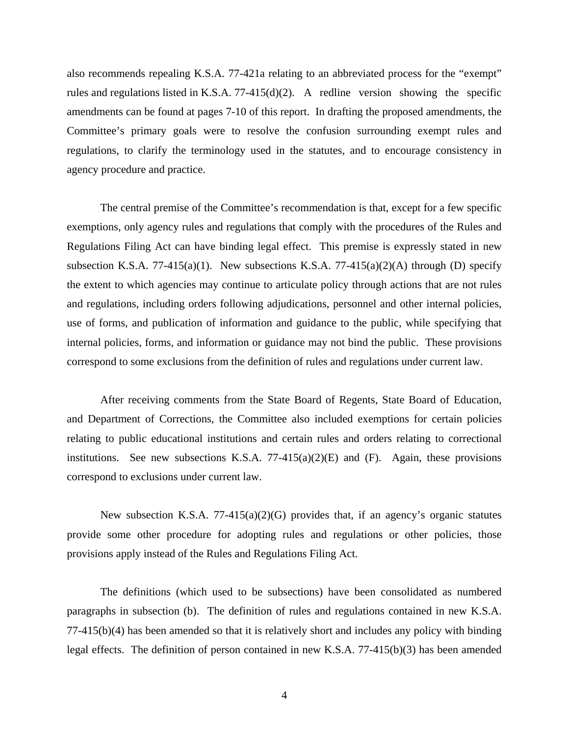also recommends repealing K.S.A. 77-421a relating to an abbreviated process for the "exempt" rules and regulations listed in K.S.A. 77-415(d)(2). A redline version showing the specific amendments can be found at pages 7-10 of this report. In drafting the proposed amendments, the Committee's primary goals were to resolve the confusion surrounding exempt rules and regulations, to clarify the terminology used in the statutes, and to encourage consistency in agency procedure and practice.

The central premise of the Committee's recommendation is that, except for a few specific exemptions, only agency rules and regulations that comply with the procedures of the Rules and Regulations Filing Act can have binding legal effect. This premise is expressly stated in new subsection K.S.A. 77-415(a)(1). New subsections K.S.A. 77-415(a)(2)(A) through (D) specify the extent to which agencies may continue to articulate policy through actions that are not rules and regulations, including orders following adjudications, personnel and other internal policies, use of forms, and publication of information and guidance to the public, while specifying that internal policies, forms, and information or guidance may not bind the public. These provisions correspond to some exclusions from the definition of rules and regulations under current law.

After receiving comments from the State Board of Regents, State Board of Education, and Department of Corrections, the Committee also included exemptions for certain policies relating to public educational institutions and certain rules and orders relating to correctional institutions. See new subsections K.S.A. 77-415(a)(2)(E) and (F). Again, these provisions correspond to exclusions under current law.

New subsection K.S.A. 77-415(a)(2)(G) provides that, if an agency's organic statutes provide some other procedure for adopting rules and regulations or other policies, those provisions apply instead of the Rules and Regulations Filing Act.

The definitions (which used to be subsections) have been consolidated as numbered paragraphs in subsection (b). The definition of rules and regulations contained in new K.S.A. 77-415(b)(4) has been amended so that it is relatively short and includes any policy with binding legal effects. The definition of person contained in new K.S.A. 77-415(b)(3) has been amended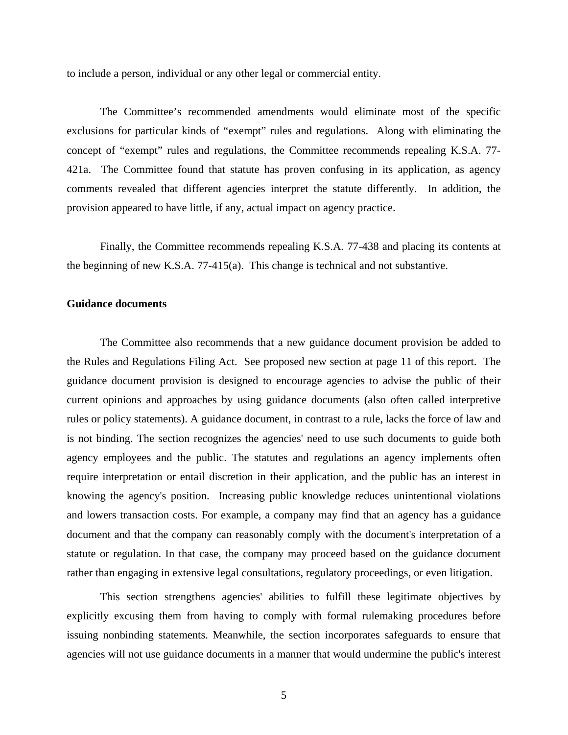to include a person, individual or any other legal or commercial entity.

The Committee's recommended amendments would eliminate most of the specific exclusions for particular kinds of "exempt" rules and regulations. Along with eliminating the concept of "exempt" rules and regulations, the Committee recommends repealing K.S.A. 77-421a. The Committee found that statute has proven confusing in its application, as agency comments revealed that different agencies interpret the statute differently. In addition, the provision appeared to have little, if any, actual impact on agency practice.

Finally, the Committee recommends repealing K.S.A. 77-438 and placing its contents at the beginning of new K.S.A. 77-415(a). This change is technical and not substantive.

**Guidance documents**

The Committee also recommends that a new guidance document provision be added to the Rules and Regulations Filing Act. See proposed new section at page 11 of this report. The guidance document provision is designed to encourage agencies to advise the public of their current opinions and approaches by using guidance documents (also often called interpretive rules or policy statements). A guidance document, in contrast to a rule, lacks the force of law and is not binding. The section recognizes the agencies' need to use such documents to guide both agency employees and the public. The statutes and regulations an agency implements often require interpretation or entail discretion in their application, and the public has an interest in knowing the agency's position. Increasing public knowledge reduces unintentional violations and lowers transaction costs. For example, a company may find that an agency has a guidance document and that the company can reasonably comply with the document's interpretation of a statute or regulation. In that case, the company may proceed based on the guidance document rather than engaging in extensive legal consultations, regulatory proceedings, or even litigation.

This section strengthens agencies' abilities to fulfill these legitimate objectives by explicitly excusing them from having to comply with formal rulemaking procedures before issuing nonbinding statements. Meanwhile, the section incorporates safeguards to ensure that agencies will not use guidance documents in a manner that would undermine the public's interest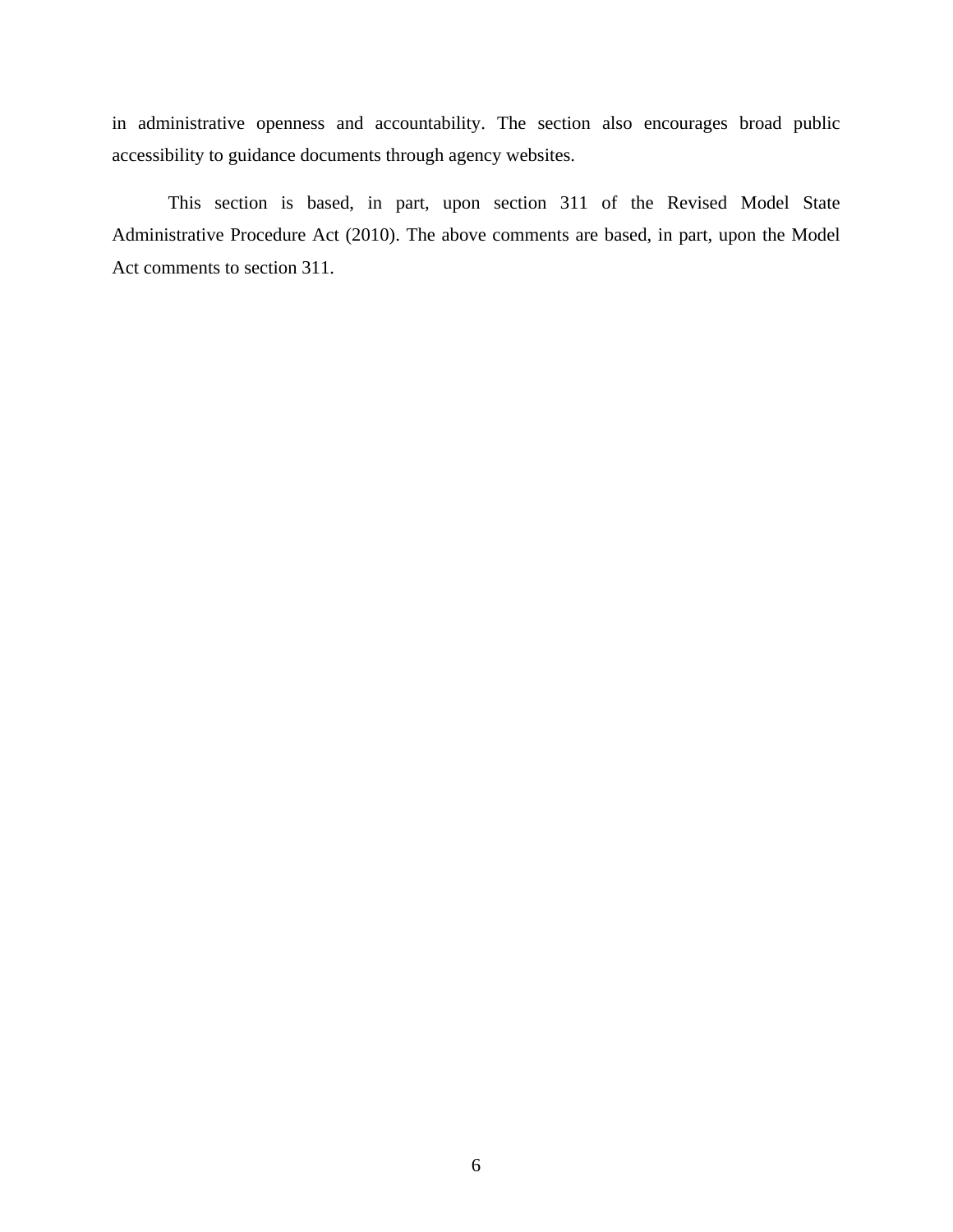in administrative openness and accountability. The section also encourages broad public accessibility to guidance documents through agency websites.

This section is based, in part, upon section 311 of the Revised Model State Administrative Procedure Act (2010). The above comments are based, in part, upon the Model Act comments to section 311.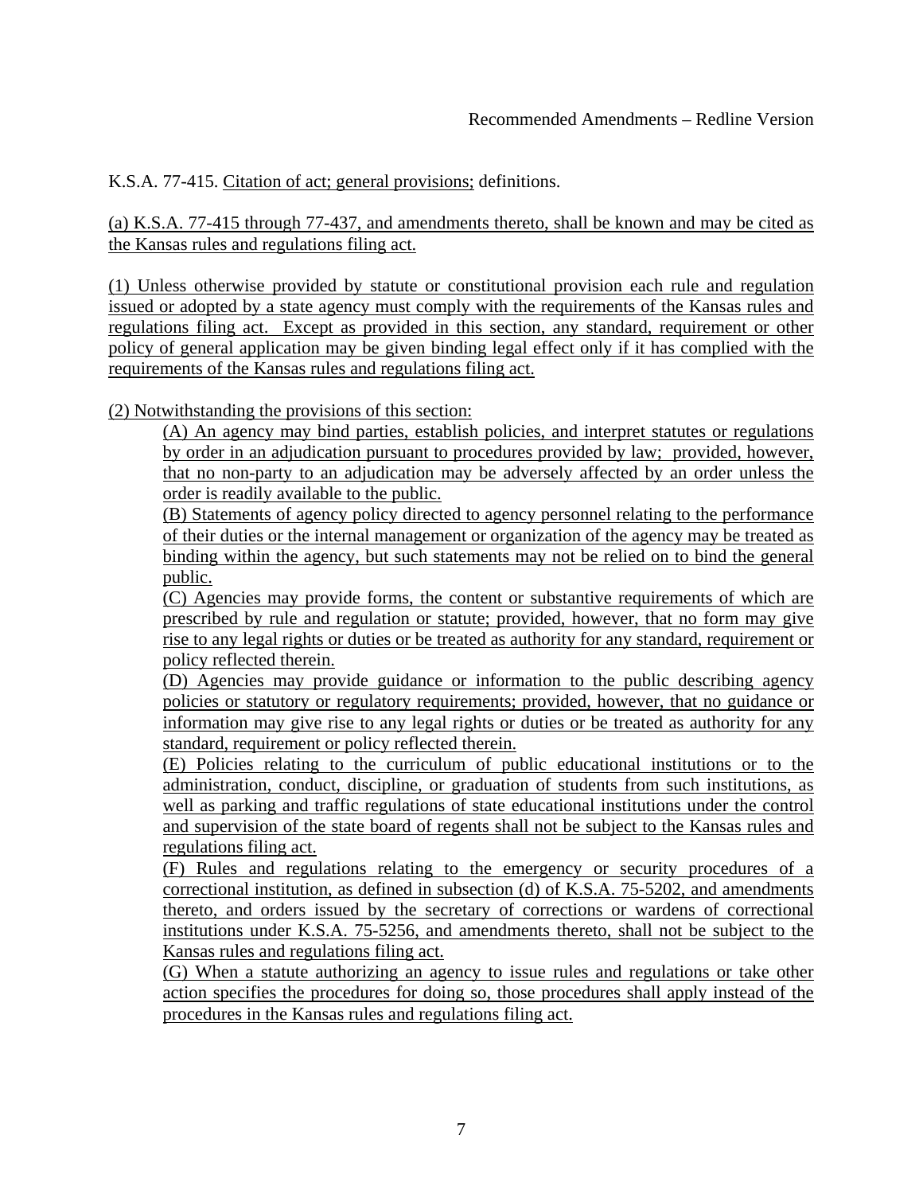Recommended Amendments – Redline Version

K.S.A. 77-415. Citation of act; general provisions; definitions.

(a) K.S.A. 77-415 through 77-437, and amendments thereto, shall be known and may be cited as the Kansas rules and regulations filing act.

(1) Unless otherwise provided by statute or constitutional provision each rule and regulation issued or adopted by a state agency must comply with the requirements of the Kansas rules and regulations filing act. Except as provided in this section, any standard, requirement or other policy of general application may be given binding legal effect only if it has complied with the requirements of the Kansas rules and regulations filing act.

(2) Notwithstanding the provisions of this section:

(A) An agency may bind parties, establish policies, and interpret statutes or regulations by order in an adjudication pursuant to procedures provided by law; provided, however, that no non-party to an adjudication may be adversely affected by an order unless the order is readily available to the public.

(B) Statements of agency policy directed to agency personnel relating to the performance of their duties or the internal management or organization of the agency may be treated as binding within the agency, but such statements may not be relied on to bind the general public.

(C) Agencies may provide forms, the content or substantive requirements of which are prescribed by rule and regulation or statute; provided, however, that no form may give rise to any legal rights or duties or be treated as authority for any standard, requirement or policy reflected therein.

(D) Agencies may provide guidance or information to the public describing agency policies or statutory or regulatory requirements; provided, however, that no guidance or information may give rise to any legal rights or duties or be treated as authority for any standard, requirement or policy reflected therein.

(E) Policies relating to the curriculum of public educational institutions or to the administration, conduct, discipline, or graduation of students from such institutions, as well as parking and traffic regulations of state educational institutions under the control and supervision of the state board of regents shall not be subject to the Kansas rules and regulations filing act.

(F) Rules and regulations relating to the emergency or security procedures of a correctional institution, as defined in subsection (d) of K.S.A. 75-5202, and amendments thereto, and orders issued by the secretary of corrections or wardens of correctional institutions under K.S.A. 75-5256, and amendments thereto, shall not be subject to the Kansas rules and regulations filing act.

(G) When a statute authorizing an agency to issue rules and regulations or take other action specifies the procedures for doing so, those procedures shall apply instead of the procedures in the Kansas rules and regulations filing act.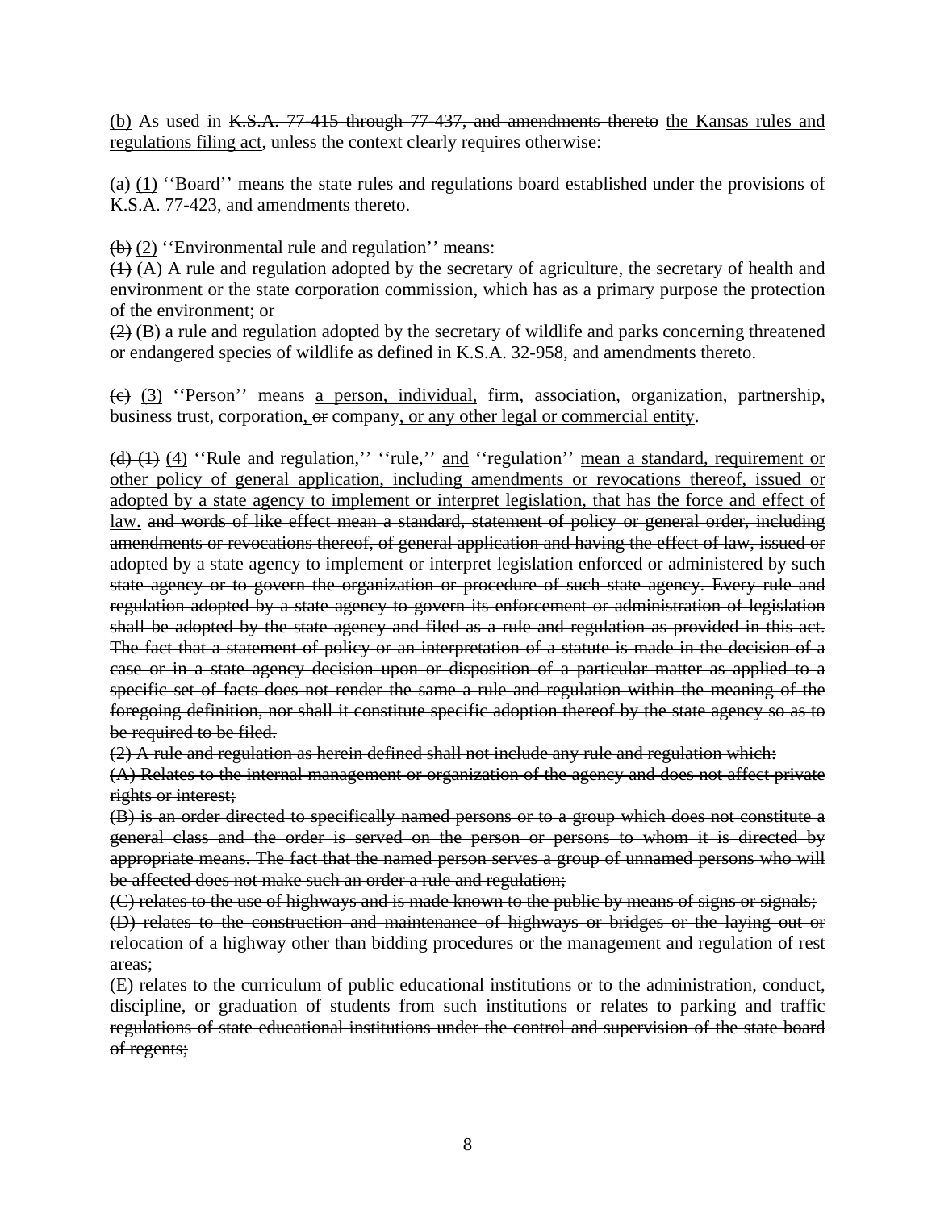<u>(b)</u> As used in ~~K.S.A. 77-415 through 77-437, and amendments thereto~~ <u>the Kansas rules and regulations filing act</u>, unless the context clearly requires otherwise:

~~(a)~~ <u>(1)</u> ''Board'' means the state rules and regulations board established under the provisions of K.S.A. 77-423, and amendments thereto.

~~(b)~~ <u>(2)</u> ''Environmental rule and regulation'' means:
~~(1)~~ <u>(A)</u> A rule and regulation adopted by the secretary of agriculture, the secretary of health and environment or the state corporation commission, which has as a primary purpose the protection of the environment; or
~~(2)~~ <u>(B)</u> a rule and regulation adopted by the secretary of wildlife and parks concerning threatened or endangered species of wildlife as defined in K.S.A. 32-958, and amendments thereto.

~~(c)~~ <u>(3)</u> ''Person'' means <u>a person, individual,</u> firm, association, organization, partnership, business trust, corporation<u>,</u> ~~or~~ company<u>, or any other legal or commercial entity</u>.

~~(d) (1)~~ <u>(4)</u> ''Rule and regulation,'' ''rule,'' <u>and</u> ''regulation'' <u>mean a standard, requirement or other policy of general application, including amendments or revocations thereof, issued or adopted by a state agency to implement or interpret legislation, that has the force and effect of law.</u> ~~and words of like effect mean a standard, statement of policy or general order, including amendments or revocations thereof, of general application and having the effect of law, issued or adopted by a state agency to implement or interpret legislation enforced or administered by such state agency or to govern the organization or procedure of such state agency. Every rule and regulation adopted by a state agency to govern its enforcement or administration of legislation shall be adopted by the state agency and filed as a rule and regulation as provided in this act. The fact that a statement of policy or an interpretation of a statute is made in the decision of a case or in a state agency decision upon or disposition of a particular matter as applied to a specific set of facts does not render the same a rule and regulation within the meaning of the foregoing definition, nor shall it constitute specific adoption thereof by the state agency so as to be required to be filed.~~
~~(2) A rule and regulation as herein defined shall not include any rule and regulation which:~~
~~(A) Relates to the internal management or organization of the agency and does not affect private rights or interest;~~
~~(B) is an order directed to specifically named persons or to a group which does not constitute a general class and the order is served on the person or persons to whom it is directed by appropriate means. The fact that the named person serves a group of unnamed persons who will be affected does not make such an order a rule and regulation;~~
~~(C) relates to the use of highways and is made known to the public by means of signs or signals;~~
~~(D) relates to the construction and maintenance of highways or bridges or the laying out or relocation of a highway other than bidding procedures or the management and regulation of rest areas;~~
~~(E) relates to the curriculum of public educational institutions or to the administration, conduct, discipline, or graduation of students from such institutions or relates to parking and traffic regulations of state educational institutions under the control and supervision of the state board of regents;~~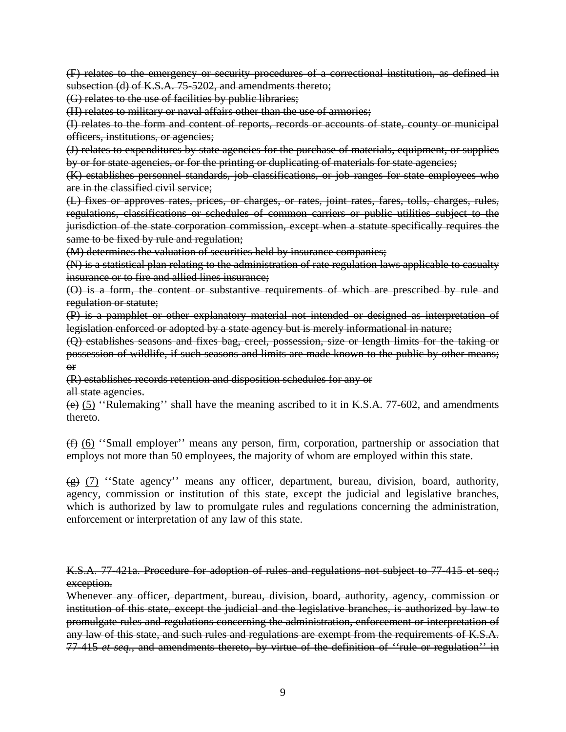~~(F) relates to the emergency or security procedures of a correctional institution, as defined in subsection (d) of K.S.A. 75-5202, and amendments thereto;~~

~~(G) relates to the use of facilities by public libraries;~~

~~(H) relates to military or naval affairs other than the use of armories;~~

~~(I) relates to the form and content of reports, records or accounts of state, county or municipal officers, institutions, or agencies;~~

~~(J) relates to expenditures by state agencies for the purchase of materials, equipment, or supplies by or for state agencies, or for the printing or duplicating of materials for state agencies;~~

~~(K) establishes personnel standards, job classifications, or job ranges for state employees who are in the classified civil service;~~

~~(L) fixes or approves rates, prices, or charges, or rates, joint rates, fares, tolls, charges, rules, regulations, classifications or schedules of common carriers or public utilities subject to the jurisdiction of the state corporation commission, except when a statute specifically requires the same to be fixed by rule and regulation;~~

~~(M) determines the valuation of securities held by insurance companies;~~

~~(N) is a statistical plan relating to the administration of rate regulation laws applicable to casualty insurance or to fire and allied lines insurance;~~

~~(O) is a form, the content or substantive requirements of which are prescribed by rule and regulation or statute;~~

~~(P) is a pamphlet or other explanatory material not intended or designed as interpretation of legislation enforced or adopted by a state agency but is merely informational in nature;~~

~~(Q) establishes seasons and fixes bag, creel, possession, size or length limits for the taking or possession of wildlife, if such seasons and limits are made known to the public by other means; or~~

~~(R) establishes records retention and disposition schedules for any or all state agencies.~~

~~(e)~~ <u>(5)</u> ''Rulemaking'' shall have the meaning ascribed to it in K.S.A. 77-602, and amendments thereto.

~~(f)~~ <u>(6)</u> ''Small employer'' means any person, firm, corporation, partnership or association that employs not more than 50 employees, the majority of whom are employed within this state.

~~(g)~~ <u>(7)</u> ''State agency'' means any officer, department, bureau, division, board, authority, agency, commission or institution of this state, except the judicial and legislative branches, which is authorized by law to promulgate rules and regulations concerning the administration, enforcement or interpretation of any law of this state.

~~K.S.A. 77-421a. Procedure for adoption of rules and regulations not subject to 77-415 et seq.; exception.~~

~~Whenever any officer, department, bureau, division, board, authority, agency, commission or institution of this state, except the judicial and the legislative branches, is authorized by law to promulgate rules and regulations concerning the administration, enforcement or interpretation of any law of this state, and such rules and regulations are exempt from the requirements of K.S.A. 77-415 *et seq.*, and amendments thereto, by virtue of the definition of ''rule or regulation'' in~~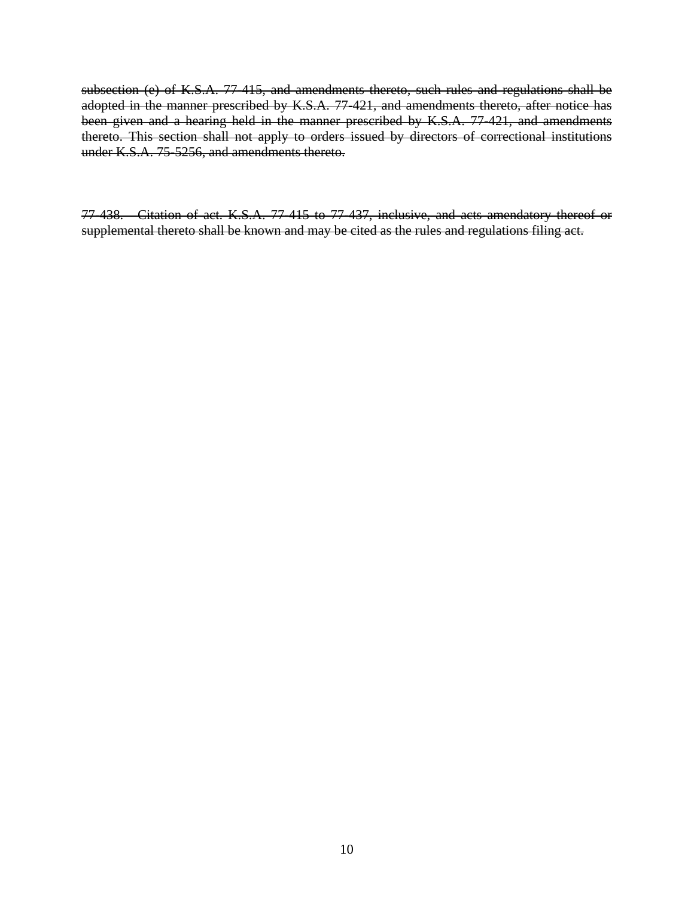~~subsection (e) of K.S.A. 77-415, and amendments thereto, such rules and regulations shall be adopted in the manner prescribed by K.S.A. 77-421, and amendments thereto, after notice has been given and a hearing held in the manner prescribed by K.S.A. 77-421, and amendments thereto. This section shall not apply to orders issued by directors of correctional institutions under K.S.A. 75-5256, and amendments thereto.~~

~~77-438. Citation of act. K.S.A. 77-415 to 77-437, inclusive, and acts amendatory thereof or supplemental thereto shall be known and may be cited as the rules and regulations filing act.~~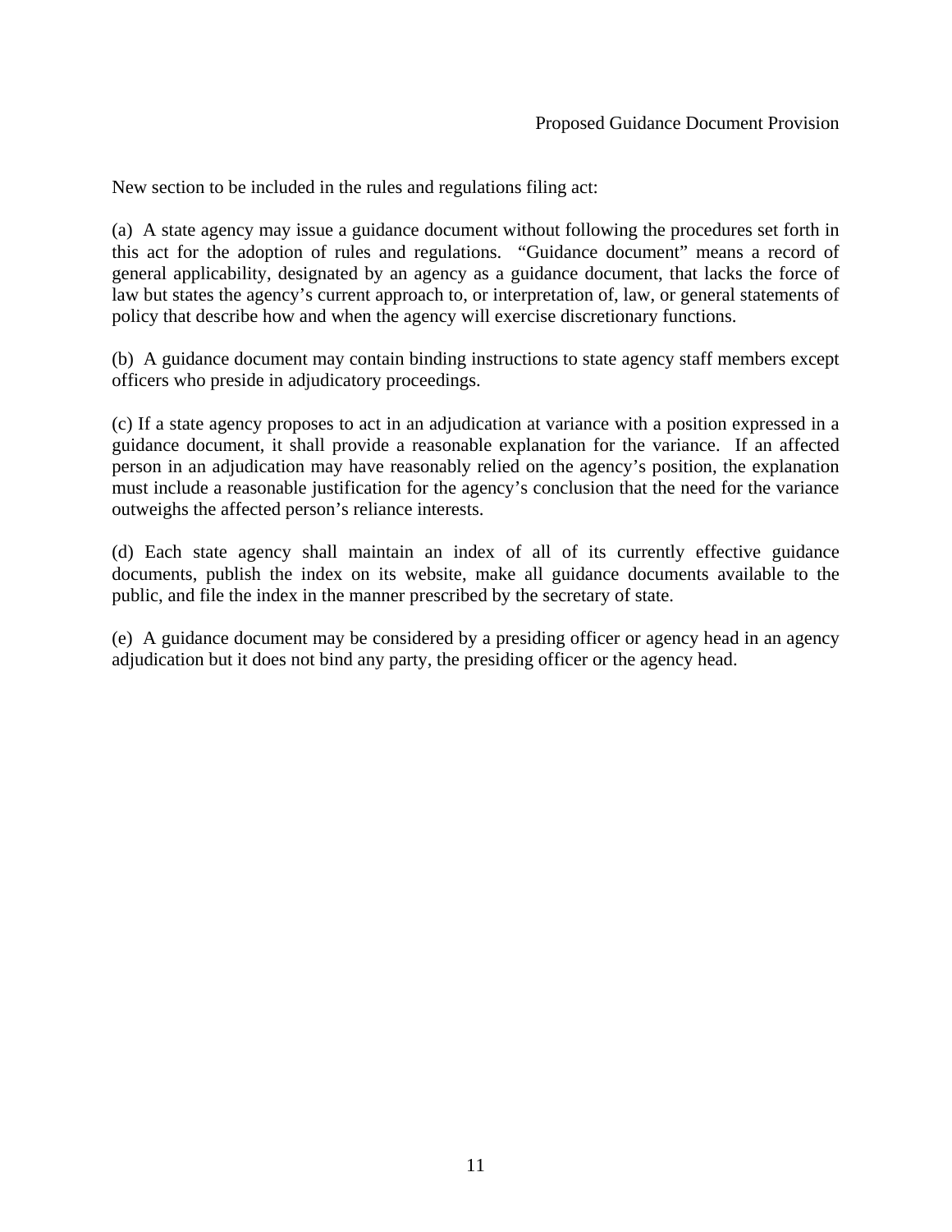Proposed Guidance Document Provision

New section to be included in the rules and regulations filing act:

(a) A state agency may issue a guidance document without following the procedures set forth in this act for the adoption of rules and regulations. "Guidance document" means a record of general applicability, designated by an agency as a guidance document, that lacks the force of law but states the agency's current approach to, or interpretation of, law, or general statements of policy that describe how and when the agency will exercise discretionary functions.

(b) A guidance document may contain binding instructions to state agency staff members except officers who preside in adjudicatory proceedings.

(c) If a state agency proposes to act in an adjudication at variance with a position expressed in a guidance document, it shall provide a reasonable explanation for the variance. If an affected person in an adjudication may have reasonably relied on the agency's position, the explanation must include a reasonable justification for the agency's conclusion that the need for the variance outweighs the affected person's reliance interests.

(d) Each state agency shall maintain an index of all of its currently effective guidance documents, publish the index on its website, make all guidance documents available to the public, and file the index in the manner prescribed by the secretary of state.

(e) A guidance document may be considered by a presiding officer or agency head in an agency adjudication but it does not bind any party, the presiding officer or the agency head.